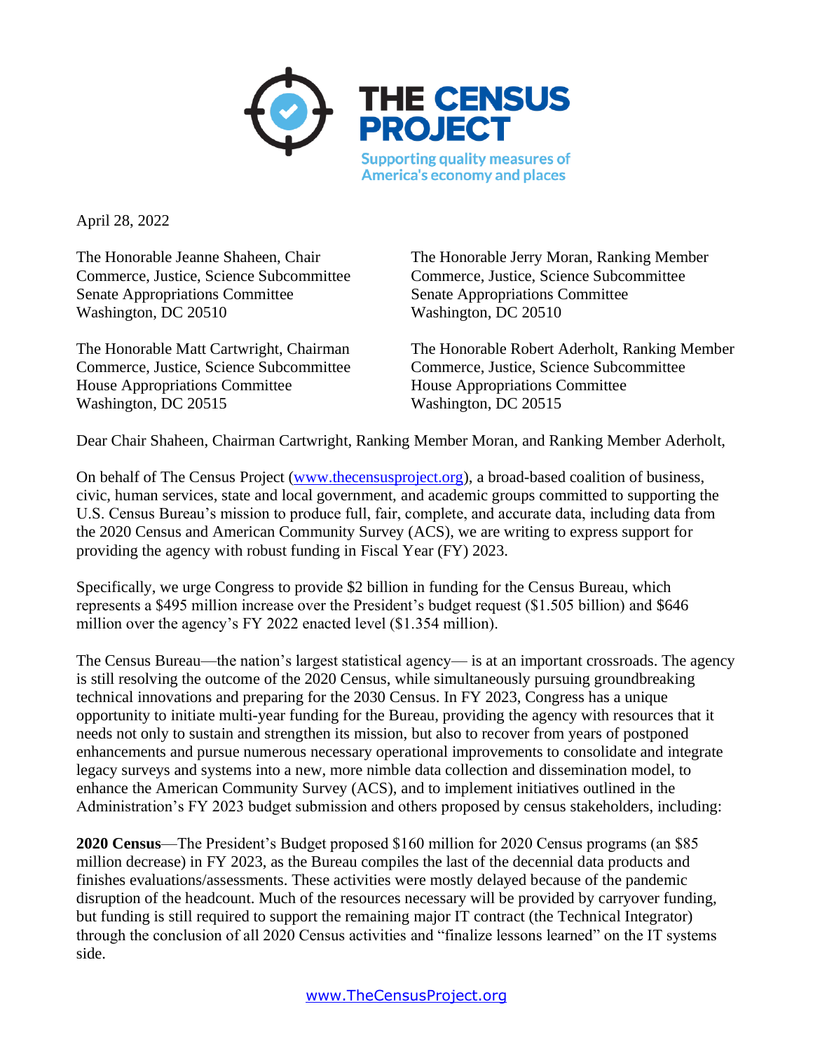# THE CENSUS PROJECT

Supporting quality measures of America's economy and places

April 28, 2022

The Honorable Jeanne Shaheen, Chair
Commerce, Justice, Science Subcommittee
Senate Appropriations Committee
Washington, DC 20510

The Honorable Jerry Moran, Ranking Member
Commerce, Justice, Science Subcommittee
Senate Appropriations Committee
Washington, DC 20510

The Honorable Matt Cartwright, Chairman
Commerce, Justice, Science Subcommittee
House Appropriations Committee
Washington, DC 20515

The Honorable Robert Aderholt, Ranking Member
Commerce, Justice, Science Subcommittee
House Appropriations Committee
Washington, DC 20515

Dear Chair Shaheen, Chairman Cartwright, Ranking Member Moran, and Ranking Member Aderholt,

On behalf of The Census Project (www.thecensusproject.org), a broad-based coalition of business, civic, human services, state and local government, and academic groups committed to supporting the U.S. Census Bureau's mission to produce full, fair, complete, and accurate data, including data from the 2020 Census and American Community Survey (ACS), we are writing to express support for providing the agency with robust funding in Fiscal Year (FY) 2023.

Specifically, we urge Congress to provide $2 billion in funding for the Census Bureau, which represents a $495 million increase over the President's budget request ($1.505 billion) and $646 million over the agency's FY 2022 enacted level ($1.354 million).

The Census Bureau—the nation's largest statistical agency— is at an important crossroads. The agency is still resolving the outcome of the 2020 Census, while simultaneously pursuing groundbreaking technical innovations and preparing for the 2030 Census. In FY 2023, Congress has a unique opportunity to initiate multi-year funding for the Bureau, providing the agency with resources that it needs not only to sustain and strengthen its mission, but also to recover from years of postponed enhancements and pursue numerous necessary operational improvements to consolidate and integrate legacy surveys and systems into a new, more nimble data collection and dissemination model, to enhance the American Community Survey (ACS), and to implement initiatives outlined in the Administration's FY 2023 budget submission and others proposed by census stakeholders, including:

**2020 Census**—The President's Budget proposed $160 million for 2020 Census programs (an $85 million decrease) in FY 2023, as the Bureau compiles the last of the decennial data products and finishes evaluations/assessments. These activities were mostly delayed because of the pandemic disruption of the headcount. Much of the resources necessary will be provided by carryover funding, but funding is still required to support the remaining major IT contract (the Technical Integrator) through the conclusion of all 2020 Census activities and "finalize lessons learned" on the IT systems side.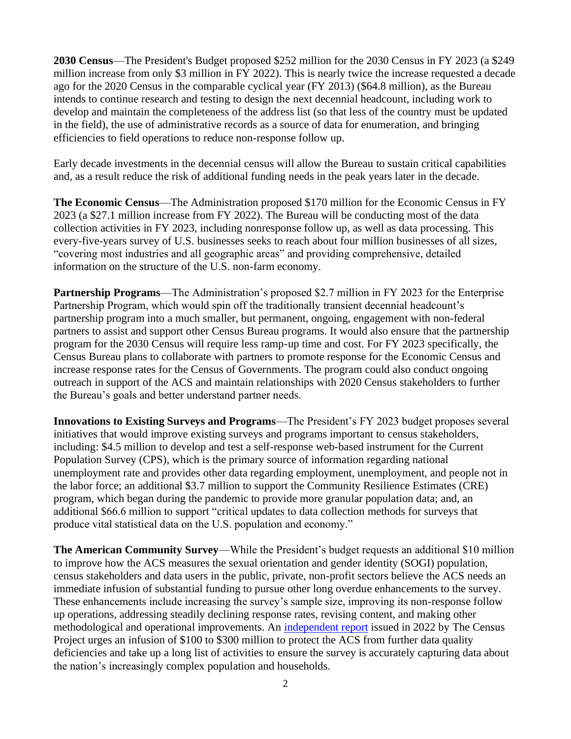**2030 Census**—The President's Budget proposed $252 million for the 2030 Census in FY 2023 (a $249 million increase from only $3 million in FY 2022). This is nearly twice the increase requested a decade ago for the 2020 Census in the comparable cyclical year (FY 2013) ($64.8 million), as the Bureau intends to continue research and testing to design the next decennial headcount, including work to develop and maintain the completeness of the address list (so that less of the country must be updated in the field), the use of administrative records as a source of data for enumeration, and bringing efficiencies to field operations to reduce non-response follow up.

Early decade investments in the decennial census will allow the Bureau to sustain critical capabilities and, as a result reduce the risk of additional funding needs in the peak years later in the decade.

**The Economic Census**—The Administration proposed $170 million for the Economic Census in FY 2023 (a $27.1 million increase from FY 2022). The Bureau will be conducting most of the data collection activities in FY 2023, including nonresponse follow up, as well as data processing. This every-five-years survey of U.S. businesses seeks to reach about four million businesses of all sizes, "covering most industries and all geographic areas" and providing comprehensive, detailed information on the structure of the U.S. non-farm economy.

**Partnership Programs**—The Administration's proposed $2.7 million in FY 2023 for the Enterprise Partnership Program, which would spin off the traditionally transient decennial headcount's partnership program into a much smaller, but permanent, ongoing, engagement with non-federal partners to assist and support other Census Bureau programs. It would also ensure that the partnership program for the 2030 Census will require less ramp-up time and cost. For FY 2023 specifically, the Census Bureau plans to collaborate with partners to promote response for the Economic Census and increase response rates for the Census of Governments. The program could also conduct ongoing outreach in support of the ACS and maintain relationships with 2020 Census stakeholders to further the Bureau's goals and better understand partner needs.

**Innovations to Existing Surveys and Programs**—The President's FY 2023 budget proposes several initiatives that would improve existing surveys and programs important to census stakeholders, including: $4.5 million to develop and test a self-response web-based instrument for the Current Population Survey (CPS), which is the primary source of information regarding national unemployment rate and provides other data regarding employment, unemployment, and people not in the labor force; an additional $3.7 million to support the Community Resilience Estimates (CRE) program, which began during the pandemic to provide more granular population data; and, an additional $66.6 million to support "critical updates to data collection methods for surveys that produce vital statistical data on the U.S. population and economy."

**The American Community Survey**—While the President's budget requests an additional $10 million to improve how the ACS measures the sexual orientation and gender identity (SOGI) population, census stakeholders and data users in the public, private, non-profit sectors believe the ACS needs an immediate infusion of substantial funding to pursue other long overdue enhancements to the survey. These enhancements include increasing the survey's sample size, improving its non-response follow up operations, addressing steadily declining response rates, revising content, and making other methodological and operational improvements. An independent report issued in 2022 by The Census Project urges an infusion of $100 to $300 million to protect the ACS from further data quality deficiencies and take up a long list of activities to ensure the survey is accurately capturing data about the nation's increasingly complex population and households.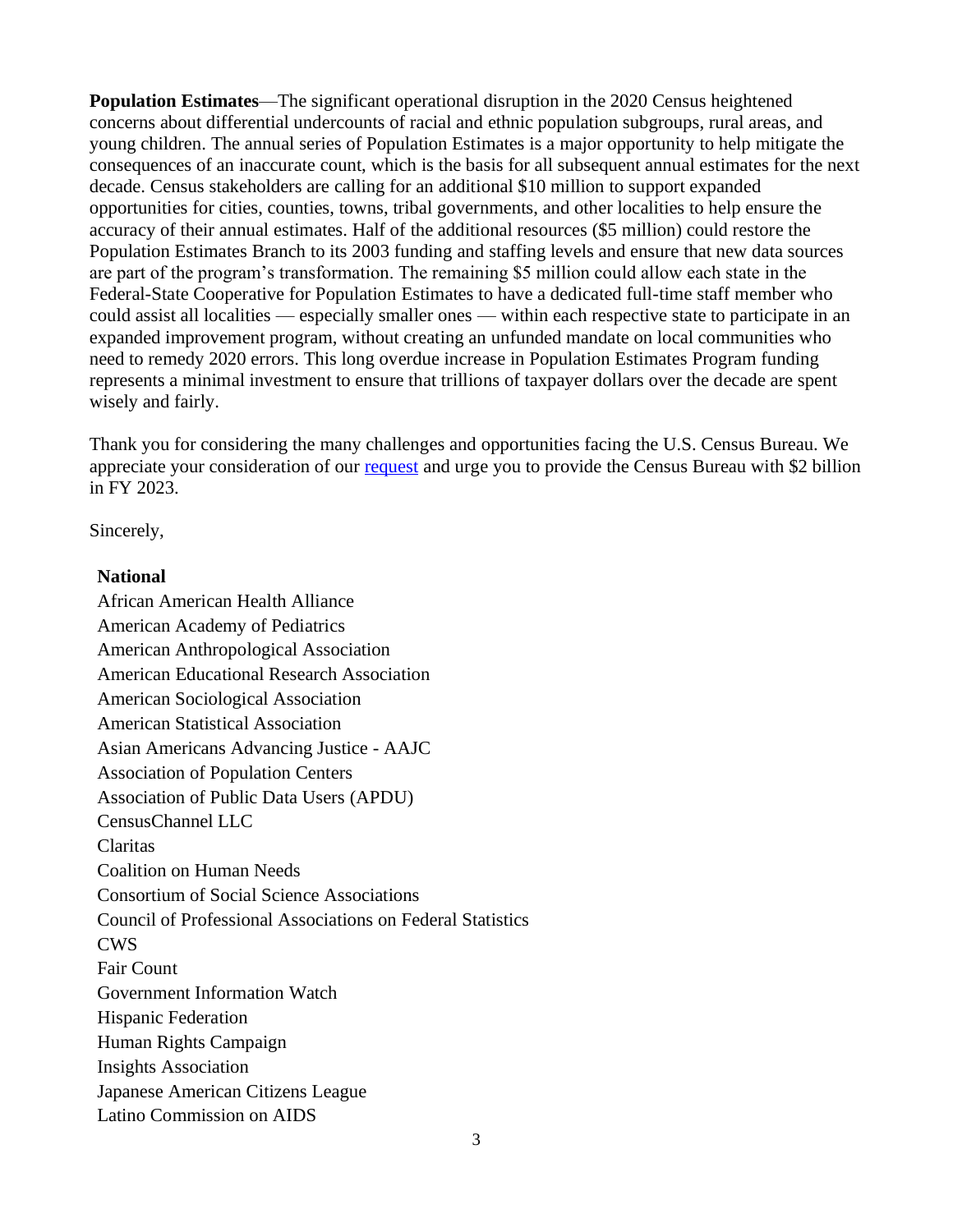**Population Estimates**—The significant operational disruption in the 2020 Census heightened concerns about differential undercounts of racial and ethnic population subgroups, rural areas, and young children. The annual series of Population Estimates is a major opportunity to help mitigate the consequences of an inaccurate count, which is the basis for all subsequent annual estimates for the next decade. Census stakeholders are calling for an additional $10 million to support expanded opportunities for cities, counties, towns, tribal governments, and other localities to help ensure the accuracy of their annual estimates. Half of the additional resources ($5 million) could restore the Population Estimates Branch to its 2003 funding and staffing levels and ensure that new data sources are part of the program's transformation. The remaining $5 million could allow each state in the Federal-State Cooperative for Population Estimates to have a dedicated full-time staff member who could assist all localities — especially smaller ones — within each respective state to participate in an expanded improvement program, without creating an unfunded mandate on local communities who need to remedy 2020 errors. This long overdue increase in Population Estimates Program funding represents a minimal investment to ensure that trillions of taxpayer dollars over the decade are spent wisely and fairly.

Thank you for considering the many challenges and opportunities facing the U.S. Census Bureau. We appreciate your consideration of our request and urge you to provide the Census Bureau with $2 billion in FY 2023.

Sincerely,

**National**

African American Health Alliance
American Academy of Pediatrics
American Anthropological Association
American Educational Research Association
American Sociological Association
American Statistical Association
Asian Americans Advancing Justice - AAJC
Association of Population Centers
Association of Public Data Users (APDU)
CensusChannel LLC
Claritas
Coalition on Human Needs
Consortium of Social Science Associations
Council of Professional Associations on Federal Statistics
CWS
Fair Count
Government Information Watch
Hispanic Federation
Human Rights Campaign
Insights Association
Japanese American Citizens League
Latino Commission on AIDS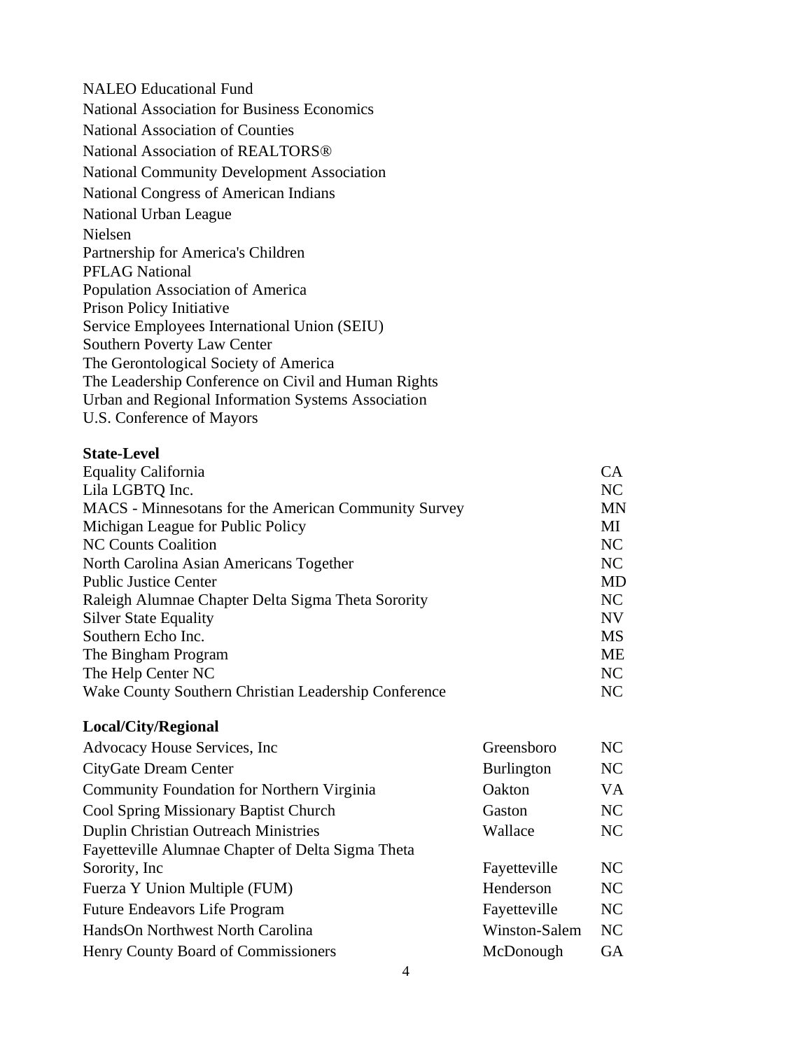NALEO Educational Fund
National Association for Business Economics
National Association of Counties
National Association of REALTORS®
National Community Development Association
National Congress of American Indians
National Urban League
Nielsen
Partnership for America's Children
PFLAG National
Population Association of America
Prison Policy Initiative
Service Employees International Union (SEIU)
Southern Poverty Law Center
The Gerontological Society of America
The Leadership Conference on Civil and Human Rights
Urban and Regional Information Systems Association
U.S. Conference of Mayors

**State-Level**

| | |
|---|---|
| Equality California | CA |
| Lila LGBTQ Inc. | NC |
| MACS - Minnesotans for the American Community Survey | MN |
| Michigan League for Public Policy | MI |
| NC Counts Coalition | NC |
| North Carolina Asian Americans Together | NC |
| Public Justice Center | MD |
| Raleigh Alumnae Chapter Delta Sigma Theta Sorority | NC |
| Silver State Equality | NV |
| Southern Echo Inc. | MS |
| The Bingham Program | ME |
| The Help Center NC | NC |
| Wake County Southern Christian Leadership Conference | NC |

**Local/City/Regional**

| | | |
|---|---|---|
| Advocacy House Services, Inc | Greensboro | NC |
| CityGate Dream Center | Burlington | NC |
| Community Foundation for Northern Virginia | Oakton | VA |
| Cool Spring Missionary Baptist Church | Gaston | NC |
| Duplin Christian Outreach Ministries | Wallace | NC |
| Fayetteville Alumnae Chapter of Delta Sigma Theta Sorority, Inc | Fayetteville | NC |
| Fuerza Y Union Multiple (FUM) | Henderson | NC |
| Future Endeavors Life Program | Fayetteville | NC |
| HandsOn Northwest North Carolina | Winston-Salem | NC |
| Henry County Board of Commissioners | McDonough | GA |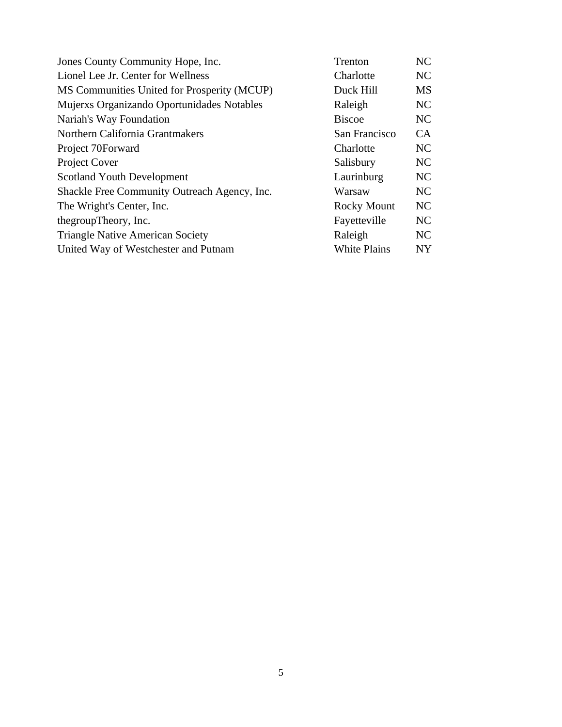| | | |
|---|---|---|
| Jones County Community Hope, Inc. | Trenton | NC |
| Lionel Lee Jr. Center for Wellness | Charlotte | NC |
| MS Communities United for Prosperity (MCUP) | Duck Hill | MS |
| Mujerxs Organizando Oportunidades Notables | Raleigh | NC |
| Nariah's Way Foundation | Biscoe | NC |
| Northern California Grantmakers | San Francisco | CA |
| Project 70Forward | Charlotte | NC |
| Project Cover | Salisbury | NC |
| Scotland Youth Development | Laurinburg | NC |
| Shackle Free Community Outreach Agency, Inc. | Warsaw | NC |
| The Wright's Center, Inc. | Rocky Mount | NC |
| thegroupTheory, Inc. | Fayetteville | NC |
| Triangle Native American Society | Raleigh | NC |
| United Way of Westchester and Putnam | White Plains | NY |